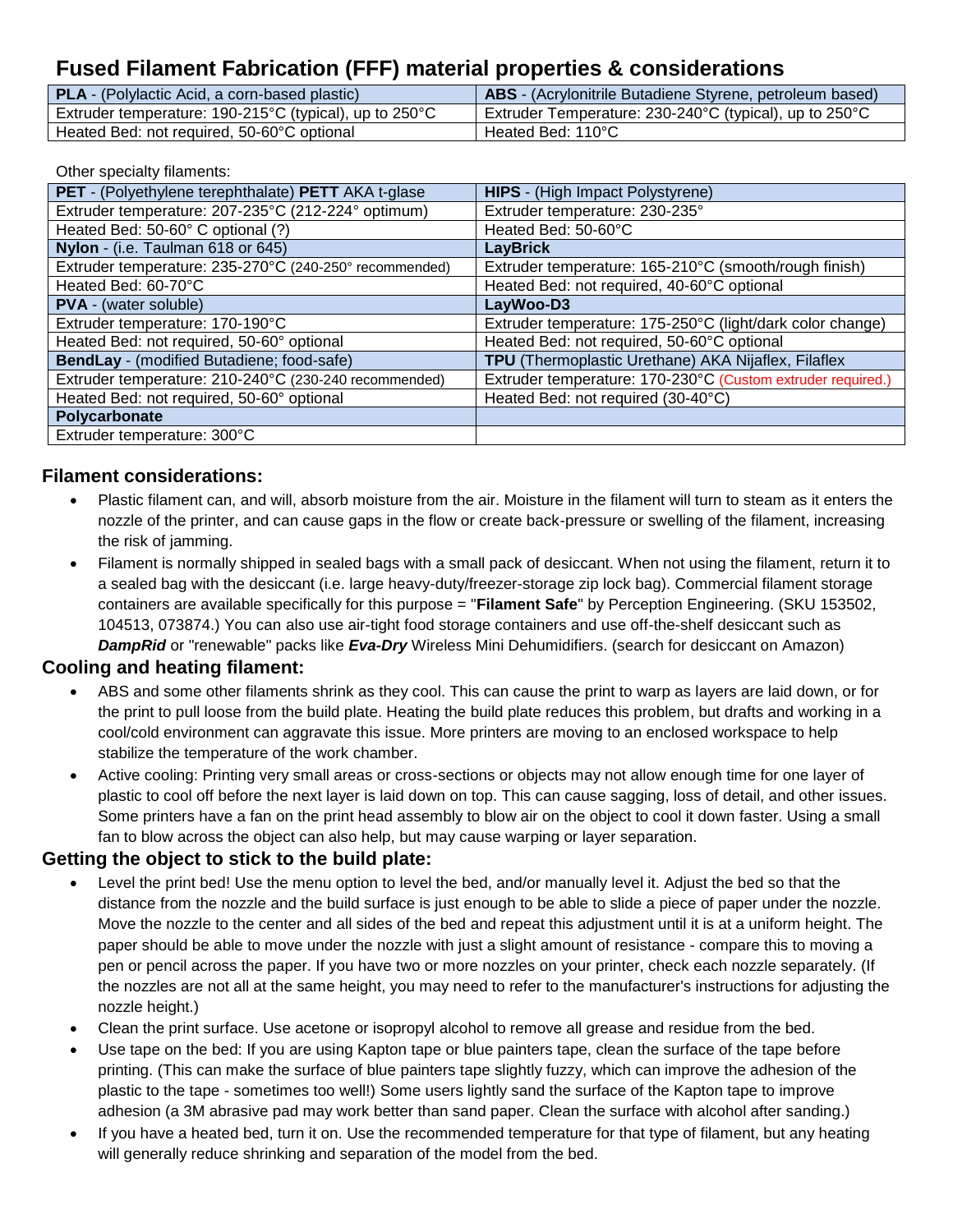# Fused Filament Fabrication (FFF) material properties & considerations

| **PLA** - (Polylactic Acid, a corn-based plastic) | **ABS** - (Acrylonitrile Butadiene Styrene, petroleum based) |
|---|---|
| Extruder temperature: 190-215°C (typical), up to 250°C | Extruder Temperature: 230-240°C (typical), up to 250°C |
| Heated Bed: not required, 50-60°C optional | Heated Bed: 110°C |

Other specialty filaments:

| **PET** - (Polyethylene terephthalate) **PETT** AKA t-glase | **HIPS** - (High Impact Polystyrene) |
|---|---|
| Extruder temperature: 207-235°C (212-224° optimum) | Extruder temperature: 230-235° |
| Heated Bed: 50-60° C optional (?) | Heated Bed: 50-60°C |
| **Nylon** - (i.e. Taulman 618 or 645) | **LayBrick** |
| Extruder temperature: 235-270°C (240-250° recommended) | Extruder temperature: 165-210°C (smooth/rough finish) |
| Heated Bed: 60-70°C | Heated Bed: not required, 40-60°C optional |
| **PVA** - (water soluble) | **LayWoo-D3** |
| Extruder temperature: 170-190°C | Extruder temperature: 175-250°C (light/dark color change) |
| Heated Bed: not required, 50-60° optional | Heated Bed: not required, 50-60°C optional |
| **BendLay** - (modified Butadiene; food-safe) | **TPU** (Thermoplastic Urethane) AKA Nijaflex, Filaflex |
| Extruder temperature: 210-240°C (230-240 recommended) | Extruder temperature: 170-230°C (Custom extruder required.) |
| Heated Bed: not required, 50-60° optional | Heated Bed: not required (30-40°C) |
| **Polycarbonate** | |
| Extruder temperature: 300°C | |

## Filament considerations:

- Plastic filament can, and will, absorb moisture from the air. Moisture in the filament will turn to steam as it enters the nozzle of the printer, and can cause gaps in the flow or create back-pressure or swelling of the filament, increasing the risk of jamming.
- Filament is normally shipped in sealed bags with a small pack of desiccant. When not using the filament, return it to a sealed bag with the desiccant (i.e. large heavy-duty/freezer-storage zip lock bag). Commercial filament storage containers are available specifically for this purpose = "**Filament Safe**" by Perception Engineering. (SKU 153502, 104513, 073874.) You can also use air-tight food storage containers and use off-the-shelf desiccant such as ***DampRid*** or "renewable" packs like ***Eva-Dry*** Wireless Mini Dehumidifiers. (search for desiccant on Amazon)

## Cooling and heating filament:

- ABS and some other filaments shrink as they cool. This can cause the print to warp as layers are laid down, or for the print to pull loose from the build plate. Heating the build plate reduces this problem, but drafts and working in a cool/cold environment can aggravate this issue. More printers are moving to an enclosed workspace to help stabilize the temperature of the work chamber.
- Active cooling: Printing very small areas or cross-sections or objects may not allow enough time for one layer of plastic to cool off before the next layer is laid down on top. This can cause sagging, loss of detail, and other issues. Some printers have a fan on the print head assembly to blow air on the object to cool it down faster. Using a small fan to blow across the object can also help, but may cause warping or layer separation.

## Getting the object to stick to the build plate:

- Level the print bed! Use the menu option to level the bed, and/or manually level it. Adjust the bed so that the distance from the nozzle and the build surface is just enough to be able to slide a piece of paper under the nozzle. Move the nozzle to the center and all sides of the bed and repeat this adjustment until it is at a uniform height. The paper should be able to move under the nozzle with just a slight amount of resistance - compare this to moving a pen or pencil across the paper. If you have two or more nozzles on your printer, check each nozzle separately. (If the nozzles are not all at the same height, you may need to refer to the manufacturer's instructions for adjusting the nozzle height.)
- Clean the print surface. Use acetone or isopropyl alcohol to remove all grease and residue from the bed.
- Use tape on the bed: If you are using Kapton tape or blue painters tape, clean the surface of the tape before printing. (This can make the surface of blue painters tape slightly fuzzy, which can improve the adhesion of the plastic to the tape - sometimes too well!) Some users lightly sand the surface of the Kapton tape to improve adhesion (a 3M abrasive pad may work better than sand paper. Clean the surface with alcohol after sanding.)
- If you have a heated bed, turn it on. Use the recommended temperature for that type of filament, but any heating will generally reduce shrinking and separation of the model from the bed.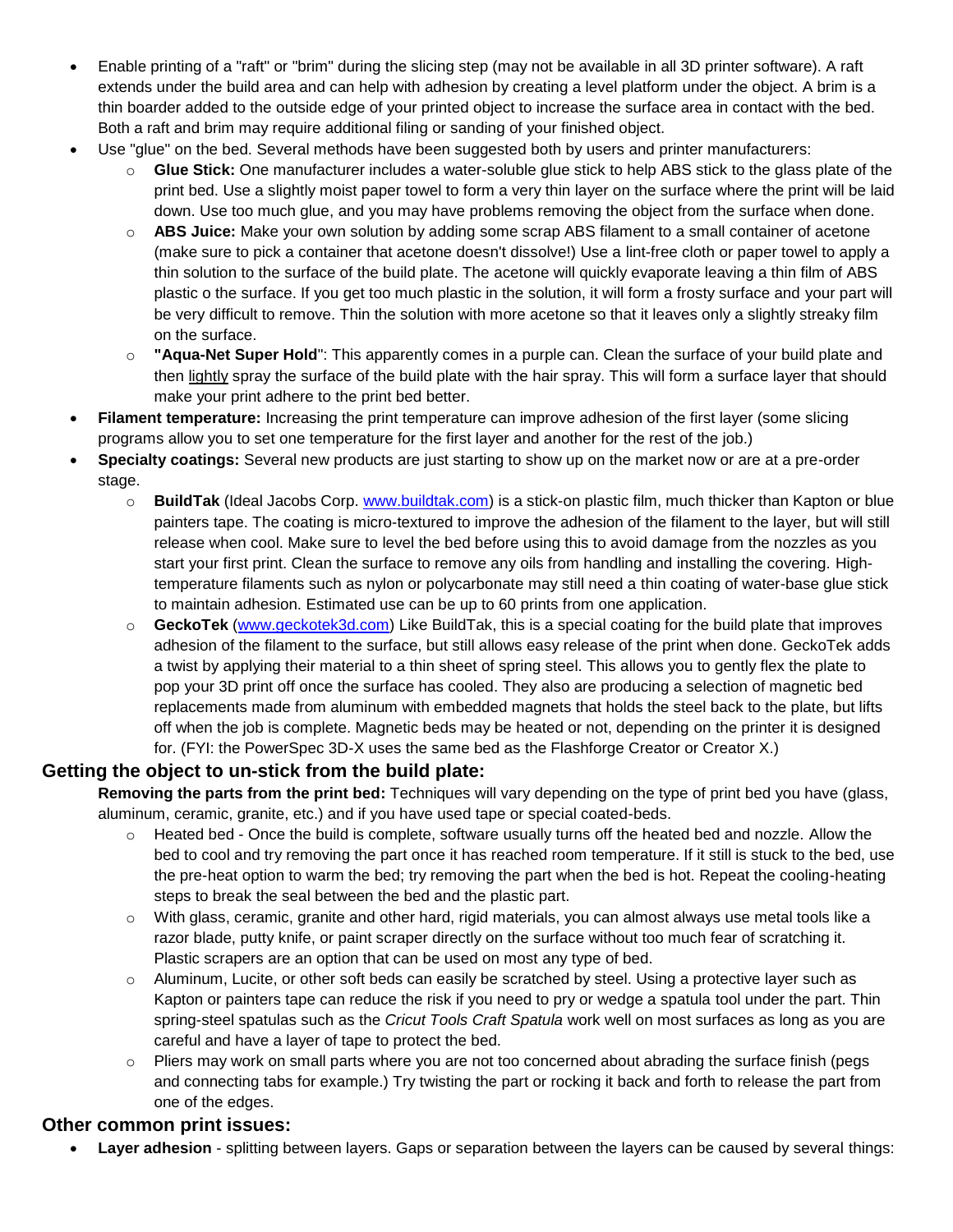- Enable printing of a "raft" or "brim" during the slicing step (may not be available in all 3D printer software). A raft extends under the build area and can help with adhesion by creating a level platform under the object. A brim is a thin boarder added to the outside edge of your printed object to increase the surface area in contact with the bed. Both a raft and brim may require additional filing or sanding of your finished object.
- Use "glue" on the bed. Several methods have been suggested both by users and printer manufacturers:
    - **Glue Stick:** One manufacturer includes a water-soluble glue stick to help ABS stick to the glass plate of the print bed. Use a slightly moist paper towel to form a very thin layer on the surface where the print will be laid down. Use too much glue, and you may have problems removing the object from the surface when done.
    - **ABS Juice:** Make your own solution by adding some scrap ABS filament to a small container of acetone (make sure to pick a container that acetone doesn't dissolve!) Use a lint-free cloth or paper towel to apply a thin solution to the surface of the build plate. The acetone will quickly evaporate leaving a thin film of ABS plastic o the surface. If you get too much plastic in the solution, it will form a frosty surface and your part will be very difficult to remove. Thin the solution with more acetone so that it leaves only a slightly streaky film on the surface.
    - **"Aqua-Net Super Hold**": This apparently comes in a purple can. Clean the surface of your build plate and then lightly spray the surface of the build plate with the hair spray. This will form a surface layer that should make your print adhere to the print bed better.
- **Filament temperature:** Increasing the print temperature can improve adhesion of the first layer (some slicing programs allow you to set one temperature for the first layer and another for the rest of the job.)
- **Specialty coatings:** Several new products are just starting to show up on the market now or are at a pre-order stage.
    - **BuildTak** (Ideal Jacobs Corp. www.buildtak.com) is a stick-on plastic film, much thicker than Kapton or blue painters tape. The coating is micro-textured to improve the adhesion of the filament to the layer, but will still release when cool. Make sure to level the bed before using this to avoid damage from the nozzles as you start your first print. Clean the surface to remove any oils from handling and installing the covering. High-temperature filaments such as nylon or polycarbonate may still need a thin coating of water-base glue stick to maintain adhesion. Estimated use can be up to 60 prints from one application.
    - **GeckoTek** (www.geckotek3d.com) Like BuildTak, this is a special coating for the build plate that improves adhesion of the filament to the surface, but still allows easy release of the print when done. GeckoTek adds a twist by applying their material to a thin sheet of spring steel. This allows you to gently flex the plate to pop your 3D print off once the surface has cooled. They also are producing a selection of magnetic bed replacements made from aluminum with embedded magnets that holds the steel back to the plate, but lifts off when the job is complete. Magnetic beds may be heated or not, depending on the printer it is designed for. (FYI: the PowerSpec 3D-X uses the same bed as the Flashforge Creator or Creator X.)

## Getting the object to un-stick from the build plate:

**Removing the parts from the print bed:** Techniques will vary depending on the type of print bed you have (glass, aluminum, ceramic, granite, etc.) and if you have used tape or special coated-beds.

- Heated bed - Once the build is complete, software usually turns off the heated bed and nozzle. Allow the bed to cool and try removing the part once it has reached room temperature. If it still is stuck to the bed, use the pre-heat option to warm the bed; try removing the part when the bed is hot. Repeat the cooling-heating steps to break the seal between the bed and the plastic part.
- With glass, ceramic, granite and other hard, rigid materials, you can almost always use metal tools like a razor blade, putty knife, or paint scraper directly on the surface without too much fear of scratching it. Plastic scrapers are an option that can be used on most any type of bed.
- Aluminum, Lucite, or other soft beds can easily be scratched by steel. Using a protective layer such as Kapton or painters tape can reduce the risk if you need to pry or wedge a spatula tool under the part. Thin spring-steel spatulas such as the *Cricut Tools Craft Spatula* work well on most surfaces as long as you are careful and have a layer of tape to protect the bed.
- Pliers may work on small parts where you are not too concerned about abrading the surface finish (pegs and connecting tabs for example.) Try twisting the part or rocking it back and forth to release the part from one of the edges.

## Other common print issues:

- **Layer adhesion** - splitting between layers. Gaps or separation between the layers can be caused by several things: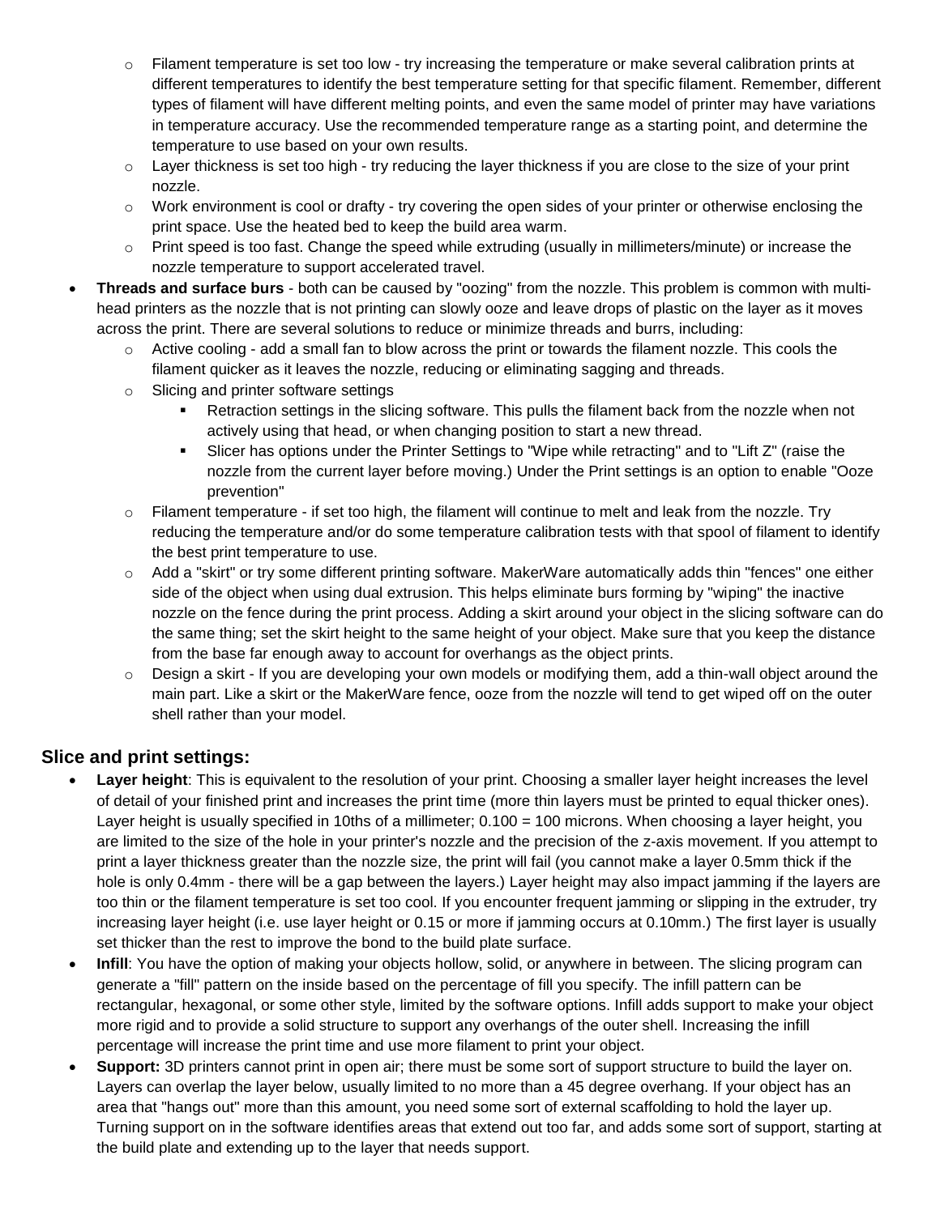- Filament temperature is set too low - try increasing the temperature or make several calibration prints at different temperatures to identify the best temperature setting for that specific filament. Remember, different types of filament will have different melting points, and even the same model of printer may have variations in temperature accuracy. Use the recommended temperature range as a starting point, and determine the temperature to use based on your own results.
    - Layer thickness is set too high - try reducing the layer thickness if you are close to the size of your print nozzle.
    - Work environment is cool or drafty - try covering the open sides of your printer or otherwise enclosing the print space. Use the heated bed to keep the build area warm.
    - Print speed is too fast. Change the speed while extruding (usually in millimeters/minute) or increase the nozzle temperature to support accelerated travel.
- **Threads and surface burs** - both can be caused by "oozing" from the nozzle. This problem is common with multi-head printers as the nozzle that is not printing can slowly ooze and leave drops of plastic on the layer as it moves across the print. There are several solutions to reduce or minimize threads and burrs, including:
    - Active cooling - add a small fan to blow across the print or towards the filament nozzle. This cools the filament quicker as it leaves the nozzle, reducing or eliminating sagging and threads.
    - Slicing and printer software settings
        - Retraction settings in the slicing software. This pulls the filament back from the nozzle when not actively using that head, or when changing position to start a new thread.
        - Slicer has options under the Printer Settings to "Wipe while retracting" and to "Lift Z" (raise the nozzle from the current layer before moving.) Under the Print settings is an option to enable "Ooze prevention"
    - Filament temperature - if set too high, the filament will continue to melt and leak from the nozzle. Try reducing the temperature and/or do some temperature calibration tests with that spool of filament to identify the best print temperature to use.
    - Add a "skirt" or try some different printing software. MakerWare automatically adds thin "fences" one either side of the object when using dual extrusion. This helps eliminate burs forming by "wiping" the inactive nozzle on the fence during the print process. Adding a skirt around your object in the slicing software can do the same thing; set the skirt height to the same height of your object. Make sure that you keep the distance from the base far enough away to account for overhangs as the object prints.
    - Design a skirt - If you are developing your own models or modifying them, add a thin-wall object around the main part. Like a skirt or the MakerWare fence, ooze from the nozzle will tend to get wiped off on the outer shell rather than your model.

## Slice and print settings:

- **Layer height**: This is equivalent to the resolution of your print. Choosing a smaller layer height increases the level of detail of your finished print and increases the print time (more thin layers must be printed to equal thicker ones). Layer height is usually specified in 10ths of a millimeter; 0.100 = 100 microns. When choosing a layer height, you are limited to the size of the hole in your printer's nozzle and the precision of the z-axis movement. If you attempt to print a layer thickness greater than the nozzle size, the print will fail (you cannot make a layer 0.5mm thick if the hole is only 0.4mm - there will be a gap between the layers.) Layer height may also impact jamming if the layers are too thin or the filament temperature is set too cool. If you encounter frequent jamming or slipping in the extruder, try increasing layer height (i.e. use layer height or 0.15 or more if jamming occurs at 0.10mm.) The first layer is usually set thicker than the rest to improve the bond to the build plate surface.
- **Infill**: You have the option of making your objects hollow, solid, or anywhere in between. The slicing program can generate a "fill" pattern on the inside based on the percentage of fill you specify. The infill pattern can be rectangular, hexagonal, or some other style, limited by the software options. Infill adds support to make your object more rigid and to provide a solid structure to support any overhangs of the outer shell. Increasing the infill percentage will increase the print time and use more filament to print your object.
- **Support:** 3D printers cannot print in open air; there must be some sort of support structure to build the layer on. Layers can overlap the layer below, usually limited to no more than a 45 degree overhang. If your object has an area that "hangs out" more than this amount, you need some sort of external scaffolding to hold the layer up. Turning support on in the software identifies areas that extend out too far, and adds some sort of support, starting at the build plate and extending up to the layer that needs support.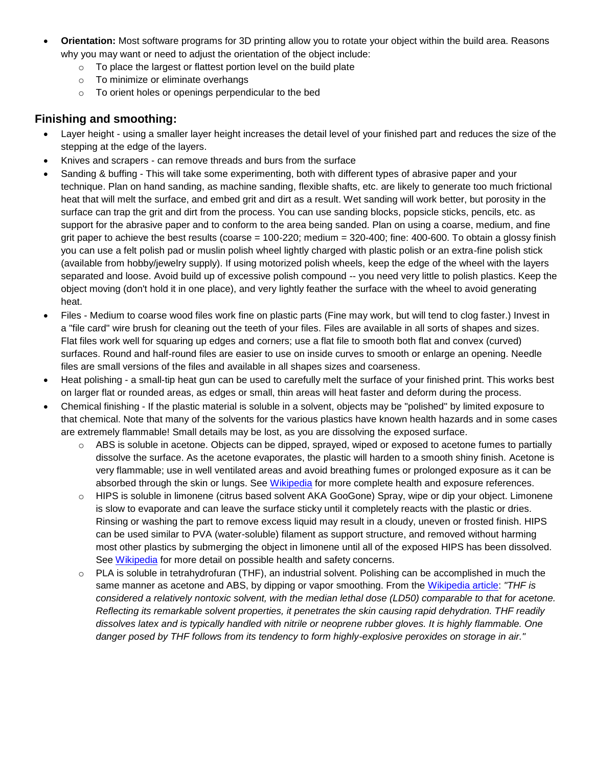- **Orientation:** Most software programs for 3D printing allow you to rotate your object within the build area. Reasons why you may want or need to adjust the orientation of the object include:
  - To place the largest or flattest portion level on the build plate
  - To minimize or eliminate overhangs
  - To orient holes or openings perpendicular to the bed

## Finishing and smoothing:

- Layer height - using a smaller layer height increases the detail level of your finished part and reduces the size of the stepping at the edge of the layers.
- Knives and scrapers - can remove threads and burs from the surface
- Sanding & buffing - This will take some experimenting, both with different types of abrasive paper and your technique. Plan on hand sanding, as machine sanding, flexible shafts, etc. are likely to generate too much frictional heat that will melt the surface, and embed grit and dirt as a result. Wet sanding will work better, but porosity in the surface can trap the grit and dirt from the process. You can use sanding blocks, popsicle sticks, pencils, etc. as support for the abrasive paper and to conform to the area being sanded. Plan on using a coarse, medium, and fine grit paper to achieve the best results (coarse = 100-220; medium = 320-400; fine: 400-600. To obtain a glossy finish you can use a felt polish pad or muslin polish wheel lightly charged with plastic polish or an extra-fine polish stick (available from hobby/jewelry supply). If using motorized polish wheels, keep the edge of the wheel with the layers separated and loose. Avoid build up of excessive polish compound -- you need very little to polish plastics. Keep the object moving (don't hold it in one place), and very lightly feather the surface with the wheel to avoid generating heat.
- Files - Medium to coarse wood files work fine on plastic parts (Fine may work, but will tend to clog faster.) Invest in a "file card" wire brush for cleaning out the teeth of your files. Files are available in all sorts of shapes and sizes. Flat files work well for squaring up edges and corners; use a flat file to smooth both flat and convex (curved) surfaces. Round and half-round files are easier to use on inside curves to smooth or enlarge an opening. Needle files are small versions of the files and available in all shapes sizes and coarseness.
- Heat polishing - a small-tip heat gun can be used to carefully melt the surface of your finished print. This works best on larger flat or rounded areas, as edges or small, thin areas will heat faster and deform during the process.
- Chemical finishing - If the plastic material is soluble in a solvent, objects may be "polished" by limited exposure to that chemical. Note that many of the solvents for the various plastics have known health hazards and in some cases are extremely flammable! Small details may be lost, as you are dissolving the exposed surface.
  - ABS is soluble in acetone. Objects can be dipped, sprayed, wiped or exposed to acetone fumes to partially dissolve the surface. As the acetone evaporates, the plastic will harden to a smooth shiny finish. Acetone is very flammable; use in well ventilated areas and avoid breathing fumes or prolonged exposure as it can be absorbed through the skin or lungs. See Wikipedia for more complete health and exposure references.
  - HIPS is soluble in limonene (citrus based solvent AKA GooGone) Spray, wipe or dip your object. Limonene is slow to evaporate and can leave the surface sticky until it completely reacts with the plastic or dries. Rinsing or washing the part to remove excess liquid may result in a cloudy, uneven or frosted finish. HIPS can be used similar to PVA (water-soluble) filament as support structure, and removed without harming most other plastics by submerging the object in limonene until all of the exposed HIPS has been dissolved. See Wikipedia for more detail on possible health and safety concerns.
  - PLA is soluble in tetrahydrofuran (THF), an industrial solvent. Polishing can be accomplished in much the same manner as acetone and ABS, by dipping or vapor smoothing. From the Wikipedia article: *"THF is considered a relatively nontoxic solvent, with the median lethal dose (LD50) comparable to that for acetone. Reflecting its remarkable solvent properties, it penetrates the skin causing rapid dehydration. THF readily dissolves latex and is typically handled with nitrile or neoprene rubber gloves. It is highly flammable. One danger posed by THF follows from its tendency to form highly-explosive peroxides on storage in air."*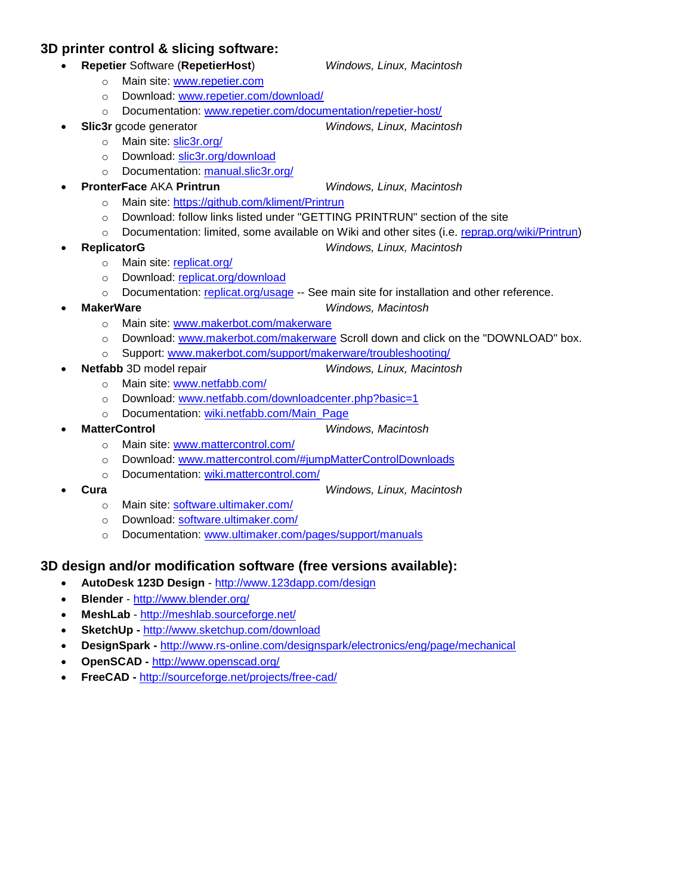## 3D printer control & slicing software:

- **Repetier** Software (**RepetierHost**) *Windows, Linux, Macintosh*
  - Main site: www.repetier.com
  - Download: www.repetier.com/download/
  - Documentation: www.repetier.com/documentation/repetier-host/
- **Slic3r** gcode generator *Windows, Linux, Macintosh*
  - Main site: slic3r.org/
  - Download: slic3r.org/download
  - Documentation: manual.slic3r.org/
- **PronterFace** AKA **Printrun** *Windows, Linux, Macintosh*
  - Main site: https://github.com/kliment/Printrun
  - Download: follow links listed under "GETTING PRINTRUN" section of the site
  - Documentation: limited, some available on Wiki and other sites (i.e. reprap.org/wiki/Printrun)
- **ReplicatorG** *Windows, Linux, Macintosh*
  - Main site: replicat.org/
  - Download: replicat.org/download
  - Documentation: replicat.org/usage -- See main site for installation and other reference.
- **MakerWare** *Windows, Macintosh*
  - Main site: www.makerbot.com/makerware
  - Download: www.makerbot.com/makerware Scroll down and click on the "DOWNLOAD" box.
  - Support: www.makerbot.com/support/makerware/troubleshooting/
- **Netfabb** 3D model repair *Windows, Linux, Macintosh*
  - Main site: www.netfabb.com/
  - Download: www.netfabb.com/downloadcenter.php?basic=1
  - Documentation: wiki.netfabb.com/Main_Page
- **MatterControl** *Windows, Macintosh*
  - Main site: www.mattercontrol.com/
  - Download: www.mattercontrol.com/#jumpMatterControlDownloads
  - Documentation: wiki.mattercontrol.com/
- **Cura** *Windows, Linux, Macintosh*
  - Main site: software.ultimaker.com/
  - Download: software.ultimaker.com/
  - Documentation: www.ultimaker.com/pages/support/manuals

## 3D design and/or modification software (free versions available):

- **AutoDesk 123D Design** - http://www.123dapp.com/design
- **Blender** - http://www.blender.org/
- **MeshLab** - http://meshlab.sourceforge.net/
- **SketchUp -** http://www.sketchup.com/download
- **DesignSpark -** http://www.rs-online.com/designspark/electronics/eng/page/mechanical
- **OpenSCAD -** http://www.openscad.org/
- **FreeCAD -** http://sourceforge.net/projects/free-cad/